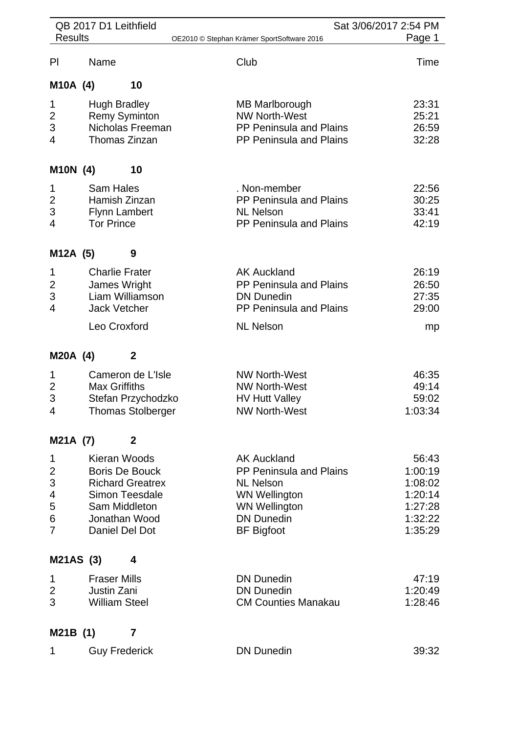QB 2017 D1 Leithfield
Results

OE2010 © Stephan Krämer SportSoftware 2016

Sat 3/06/2017 2:54 PM

| Pl | Name | Club | Time |
|---|---|---|---|
| **M10A (4)** | **10** | | |
| 1 | Hugh Bradley | MB Marlborough | 23:31 |
| 2 | Remy Syminton | NW North-West | 25:21 |
| 3 | Nicholas Freeman | PP Peninsula and Plains | 26:59 |
| 4 | Thomas Zinzan | PP Peninsula and Plains | 32:28 |
| **M10N (4)** | **10** | | |
| 1 | Sam Hales | . Non-member | 22:56 |
| 2 | Hamish Zinzan | PP Peninsula and Plains | 30:25 |
| 3 | Flynn Lambert | NL Nelson | 33:41 |
| 4 | Tor Prince | PP Peninsula and Plains | 42:19 |
| **M12A (5)** | **9** | | |
| 1 | Charlie Frater | AK Auckland | 26:19 |
| 2 | James Wright | PP Peninsula and Plains | 26:50 |
| 3 | Liam Williamson | DN Dunedin | 27:35 |
| 4 | Jack Vetcher | PP Peninsula and Plains | 29:00 |
| | Leo Croxford | NL Nelson | mp |
| **M20A (4)** | **2** | | |
| 1 | Cameron de L'Isle | NW North-West | 46:35 |
| 2 | Max Griffiths | NW North-West | 49:14 |
| 3 | Stefan Przychodzko | HV Hutt Valley | 59:02 |
| 4 | Thomas Stolberger | NW North-West | 1:03:34 |
| **M21A (7)** | **2** | | |
| 1 | Kieran Woods | AK Auckland | 56:43 |
| 2 | Boris De Bouck | PP Peninsula and Plains | 1:00:19 |
| 3 | Richard Greatrex | NL Nelson | 1:08:02 |
| 4 | Simon Teesdale | WN Wellington | 1:20:14 |
| 5 | Sam Middleton | WN Wellington | 1:27:28 |
| 6 | Jonathan Wood | DN Dunedin | 1:32:22 |
| 7 | Daniel Del Dot | BF Bigfoot | 1:35:29 |
| **M21AS (3)** | **4** | | |
| 1 | Fraser Mills | DN Dunedin | 47:19 |
| 2 | Justin Zani | DN Dunedin | 1:20:49 |
| 3 | William Steel | CM Counties Manakau | 1:28:46 |
| **M21B (1)** | **7** | | |
| 1 | Guy Frederick | DN Dunedin | 39:32 |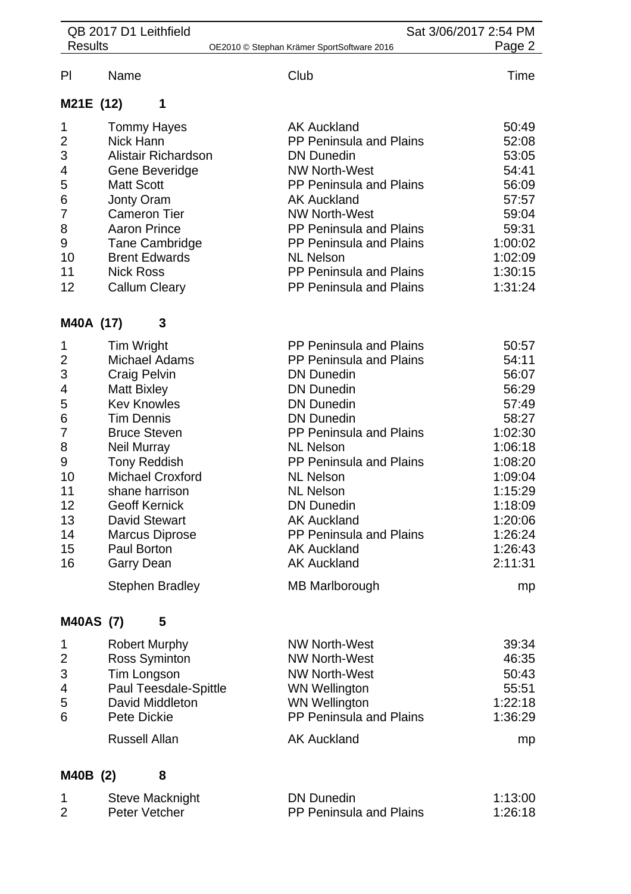| Pl | Name | Club | Time |
|---|---|---|---|

**M21E (12) 1**

| Pl | Name | Club | Time |
|---|---|---|---|
| 1 | Tommy Hayes | AK Auckland | 50:49 |
| 2 | Nick Hann | PP Peninsula and Plains | 52:08 |
| 3 | Alistair Richardson | DN Dunedin | 53:05 |
| 4 | Gene Beveridge | NW North-West | 54:41 |
| 5 | Matt Scott | PP Peninsula and Plains | 56:09 |
| 6 | Jonty Oram | AK Auckland | 57:57 |
| 7 | Cameron Tier | NW North-West | 59:04 |
| 8 | Aaron Prince | PP Peninsula and Plains | 59:31 |
| 9 | Tane Cambridge | PP Peninsula and Plains | 1:00:02 |
| 10 | Brent Edwards | NL Nelson | 1:02:09 |
| 11 | Nick Ross | PP Peninsula and Plains | 1:30:15 |
| 12 | Callum Cleary | PP Peninsula and Plains | 1:31:24 |

**M40A (17) 3**

| Pl | Name | Club | Time |
|---|---|---|---|
| 1 | Tim Wright | PP Peninsula and Plains | 50:57 |
| 2 | Michael Adams | PP Peninsula and Plains | 54:11 |
| 3 | Craig Pelvin | DN Dunedin | 56:07 |
| 4 | Matt Bixley | DN Dunedin | 56:29 |
| 5 | Kev Knowles | DN Dunedin | 57:49 |
| 6 | Tim Dennis | DN Dunedin | 58:27 |
| 7 | Bruce Steven | PP Peninsula and Plains | 1:02:30 |
| 8 | Neil Murray | NL Nelson | 1:06:18 |
| 9 | Tony Reddish | PP Peninsula and Plains | 1:08:20 |
| 10 | Michael Croxford | NL Nelson | 1:09:04 |
| 11 | shane harrison | NL Nelson | 1:15:29 |
| 12 | Geoff Kernick | DN Dunedin | 1:18:09 |
| 13 | David Stewart | AK Auckland | 1:20:06 |
| 14 | Marcus Diprose | PP Peninsula and Plains | 1:26:24 |
| 15 | Paul Borton | AK Auckland | 1:26:43 |
| 16 | Garry Dean | AK Auckland | 2:11:31 |
| | Stephen Bradley | MB Marlborough | mp |

**M40AS (7) 5**

| Pl | Name | Club | Time |
|---|---|---|---|
| 1 | Robert Murphy | NW North-West | 39:34 |
| 2 | Ross Syminton | NW North-West | 46:35 |
| 3 | Tim Longson | NW North-West | 50:43 |
| 4 | Paul Teesdale-Spittle | WN Wellington | 55:51 |
| 5 | David Middleton | WN Wellington | 1:22:18 |
| 6 | Pete Dickie | PP Peninsula and Plains | 1:36:29 |
| | Russell Allan | AK Auckland | mp |

**M40B (2) 8**

| Pl | Name | Club | Time |
|---|---|---|---|
| 1 | Steve Macknight | DN Dunedin | 1:13:00 |
| 2 | Peter Vetcher | PP Peninsula and Plains | 1:26:18 |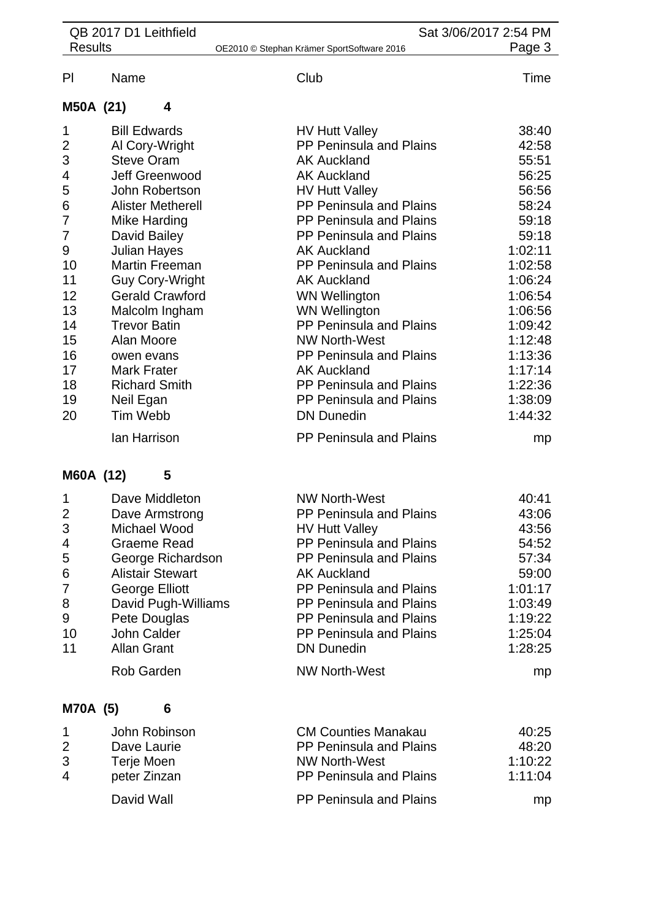| Pl | Name | Club | Time |
|---|---|---|---|

### M50A (21) 4

| Pl | Name | Club | Time |
|---|---|---|---|
| 1 | Bill Edwards | HV Hutt Valley | 38:40 |
| 2 | Al Cory-Wright | PP Peninsula and Plains | 42:58 |
| 3 | Steve Oram | AK Auckland | 55:51 |
| 4 | Jeff Greenwood | AK Auckland | 56:25 |
| 5 | John Robertson | HV Hutt Valley | 56:56 |
| 6 | Alister Metherell | PP Peninsula and Plains | 58:24 |
| 7 | Mike Harding | PP Peninsula and Plains | 59:18 |
| 7 | David Bailey | PP Peninsula and Plains | 59:18 |
| 9 | Julian Hayes | AK Auckland | 1:02:11 |
| 10 | Martin Freeman | PP Peninsula and Plains | 1:02:58 |
| 11 | Guy Cory-Wright | AK Auckland | 1:06:24 |
| 12 | Gerald Crawford | WN Wellington | 1:06:54 |
| 13 | Malcolm Ingham | WN Wellington | 1:06:56 |
| 14 | Trevor Batin | PP Peninsula and Plains | 1:09:42 |
| 15 | Alan Moore | NW North-West | 1:12:48 |
| 16 | owen evans | PP Peninsula and Plains | 1:13:36 |
| 17 | Mark Frater | AK Auckland | 1:17:14 |
| 18 | Richard Smith | PP Peninsula and Plains | 1:22:36 |
| 19 | Neil Egan | PP Peninsula and Plains | 1:38:09 |
| 20 | Tim Webb | DN Dunedin | 1:44:32 |
| | Ian Harrison | PP Peninsula and Plains | mp |

### M60A (12) 5

| Pl | Name | Club | Time |
|---|---|---|---|
| 1 | Dave Middleton | NW North-West | 40:41 |
| 2 | Dave Armstrong | PP Peninsula and Plains | 43:06 |
| 3 | Michael Wood | HV Hutt Valley | 43:56 |
| 4 | Graeme Read | PP Peninsula and Plains | 54:52 |
| 5 | George Richardson | PP Peninsula and Plains | 57:34 |
| 6 | Alistair Stewart | AK Auckland | 59:00 |
| 7 | George Elliott | PP Peninsula and Plains | 1:01:17 |
| 8 | David Pugh-Williams | PP Peninsula and Plains | 1:03:49 |
| 9 | Pete Douglas | PP Peninsula and Plains | 1:19:22 |
| 10 | John Calder | PP Peninsula and Plains | 1:25:04 |
| 11 | Allan Grant | DN Dunedin | 1:28:25 |
| | Rob Garden | NW North-West | mp |

### M70A (5) 6

| Pl | Name | Club | Time |
|---|---|---|---|
| 1 | John Robinson | CM Counties Manakau | 40:25 |
| 2 | Dave Laurie | PP Peninsula and Plains | 48:20 |
| 3 | Terje Moen | NW North-West | 1:10:22 |
| 4 | peter Zinzan | PP Peninsula and Plains | 1:11:04 |
| | David Wall | PP Peninsula and Plains | mp |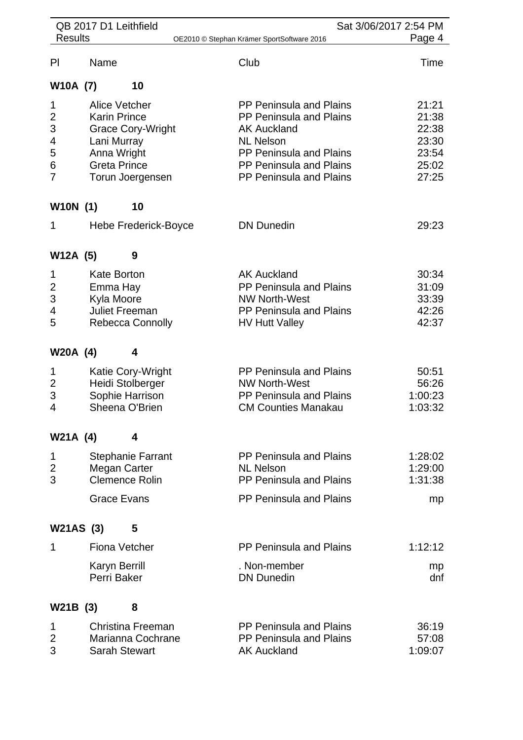| Pl | Name | Club | Time |
|---|---|---|---|
| **W10A (7)** | **10** | | |
| 1 | Alice Vetcher | PP Peninsula and Plains | 21:21 |
| 2 | Karin Prince | PP Peninsula and Plains | 21:38 |
| 3 | Grace Cory-Wright | AK Auckland | 22:38 |
| 4 | Lani Murray | NL Nelson | 23:30 |
| 5 | Anna Wright | PP Peninsula and Plains | 23:54 |
| 6 | Greta Prince | PP Peninsula and Plains | 25:02 |
| 7 | Torun Joergensen | PP Peninsula and Plains | 27:25 |
| **W10N (1)** | **10** | | |
| 1 | Hebe Frederick-Boyce | DN Dunedin | 29:23 |
| **W12A (5)** | **9** | | |
| 1 | Kate Borton | AK Auckland | 30:34 |
| 2 | Emma Hay | PP Peninsula and Plains | 31:09 |
| 3 | Kyla Moore | NW North-West | 33:39 |
| 4 | Juliet Freeman | PP Peninsula and Plains | 42:26 |
| 5 | Rebecca Connolly | HV Hutt Valley | 42:37 |
| **W20A (4)** | **4** | | |
| 1 | Katie Cory-Wright | PP Peninsula and Plains | 50:51 |
| 2 | Heidi Stolberger | NW North-West | 56:26 |
| 3 | Sophie Harrison | PP Peninsula and Plains | 1:00:23 |
| 4 | Sheena O'Brien | CM Counties Manakau | 1:03:32 |
| **W21A (4)** | **4** | | |
| 1 | Stephanie Farrant | PP Peninsula and Plains | 1:28:02 |
| 2 | Megan Carter | NL Nelson | 1:29:00 |
| 3 | Clemence Rolin | PP Peninsula and Plains | 1:31:38 |
| | Grace Evans | PP Peninsula and Plains | mp |
| **W21AS (3)** | **5** | | |
| 1 | Fiona Vetcher | PP Peninsula and Plains | 1:12:12 |
| | Karyn Berrill | . Non-member | mp |
| | Perri Baker | DN Dunedin | dnf |
| **W21B (3)** | **8** | | |
| 1 | Christina Freeman | PP Peninsula and Plains | 36:19 |
| 2 | Marianna Cochrane | PP Peninsula and Plains | 57:08 |
| 3 | Sarah Stewart | AK Auckland | 1:09:07 |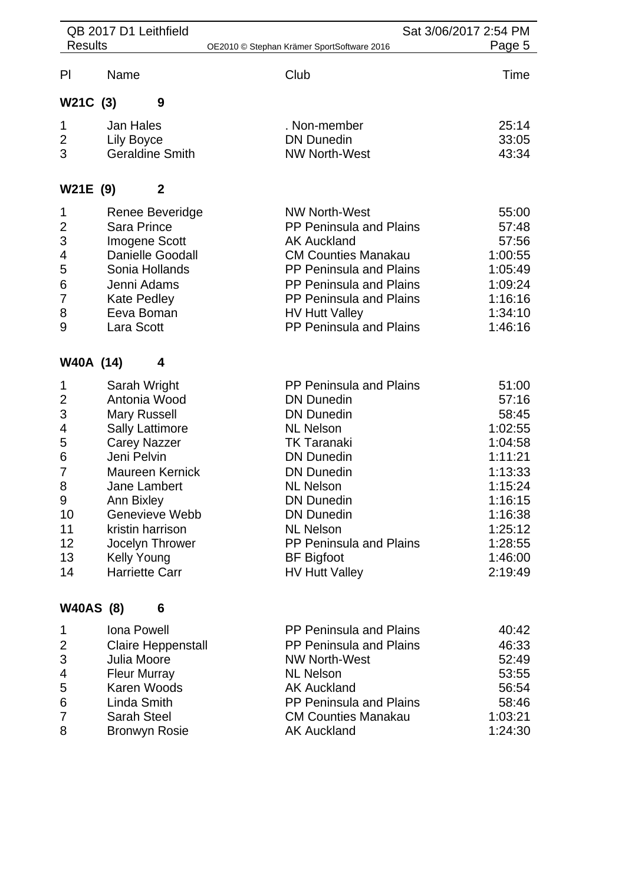| Pl | Name | Club | Time |
|---|---|---|---|
| **W21C (3)** | **9** | | |
| 1 | Jan Hales | . Non-member | 25:14 |
| 2 | Lily Boyce | DN Dunedin | 33:05 |
| 3 | Geraldine Smith | NW North-West | 43:34 |
| **W21E (9)** | **2** | | |
| 1 | Renee Beveridge | NW North-West | 55:00 |
| 2 | Sara Prince | PP Peninsula and Plains | 57:48 |
| 3 | Imogene Scott | AK Auckland | 57:56 |
| 4 | Danielle Goodall | CM Counties Manakau | 1:00:55 |
| 5 | Sonia Hollands | PP Peninsula and Plains | 1:05:49 |
| 6 | Jenni Adams | PP Peninsula and Plains | 1:09:24 |
| 7 | Kate Pedley | PP Peninsula and Plains | 1:16:16 |
| 8 | Eeva Boman | HV Hutt Valley | 1:34:10 |
| 9 | Lara Scott | PP Peninsula and Plains | 1:46:16 |
| **W40A (14)** | **4** | | |
| 1 | Sarah Wright | PP Peninsula and Plains | 51:00 |
| 2 | Antonia Wood | DN Dunedin | 57:16 |
| 3 | Mary Russell | DN Dunedin | 58:45 |
| 4 | Sally Lattimore | NL Nelson | 1:02:55 |
| 5 | Carey Nazzer | TK Taranaki | 1:04:58 |
| 6 | Jeni Pelvin | DN Dunedin | 1:11:21 |
| 7 | Maureen Kernick | DN Dunedin | 1:13:33 |
| 8 | Jane Lambert | NL Nelson | 1:15:24 |
| 9 | Ann Bixley | DN Dunedin | 1:16:15 |
| 10 | Genevieve Webb | DN Dunedin | 1:16:38 |
| 11 | kristin harrison | NL Nelson | 1:25:12 |
| 12 | Jocelyn Thrower | PP Peninsula and Plains | 1:28:55 |
| 13 | Kelly Young | BF Bigfoot | 1:46:00 |
| 14 | Harriette Carr | HV Hutt Valley | 2:19:49 |
| **W40AS (8)** | **6** | | |
| 1 | Iona Powell | PP Peninsula and Plains | 40:42 |
| 2 | Claire Heppenstall | PP Peninsula and Plains | 46:33 |
| 3 | Julia Moore | NW North-West | 52:49 |
| 4 | Fleur Murray | NL Nelson | 53:55 |
| 5 | Karen Woods | AK Auckland | 56:54 |
| 6 | Linda Smith | PP Peninsula and Plains | 58:46 |
| 7 | Sarah Steel | CM Counties Manakau | 1:03:21 |
| 8 | Bronwyn Rosie | AK Auckland | 1:24:30 |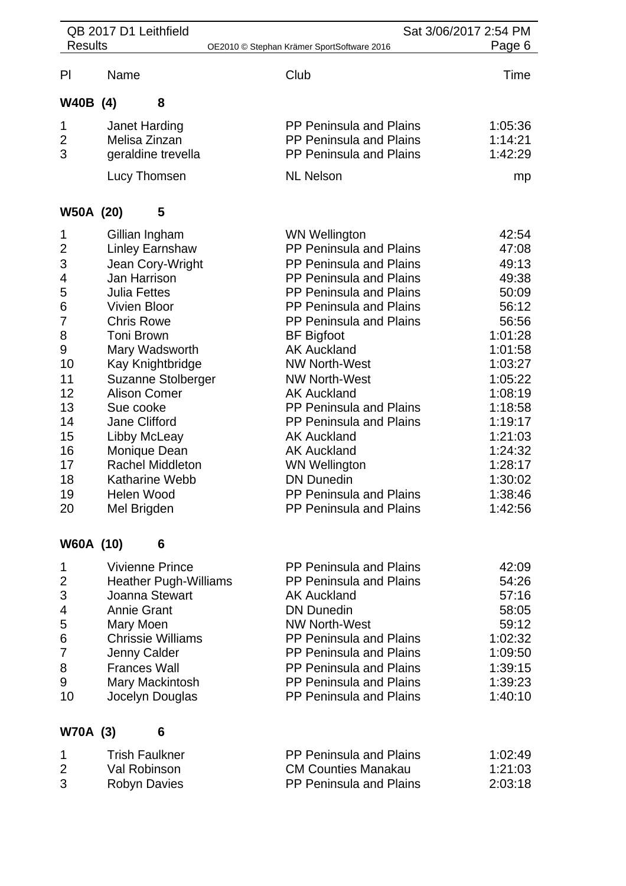| Pl | Name | Club | Time |
|---|---|---|---|

### W40B (4) 8

| Pl | Name | Club | Time |
|---|---|---|---|
| 1 | Janet Harding | PP Peninsula and Plains | 1:05:36 |
| 2 | Melisa Zinzan | PP Peninsula and Plains | 1:14:21 |
| 3 | geraldine trevella | PP Peninsula and Plains | 1:42:29 |
| | Lucy Thomsen | NL Nelson | mp |

### W50A (20) 5

| Pl | Name | Club | Time |
|---|---|---|---|
| 1 | Gillian Ingham | WN Wellington | 42:54 |
| 2 | Linley Earnshaw | PP Peninsula and Plains | 47:08 |
| 3 | Jean Cory-Wright | PP Peninsula and Plains | 49:13 |
| 4 | Jan Harrison | PP Peninsula and Plains | 49:38 |
| 5 | Julia Fettes | PP Peninsula and Plains | 50:09 |
| 6 | Vivien Bloor | PP Peninsula and Plains | 56:12 |
| 7 | Chris Rowe | PP Peninsula and Plains | 56:56 |
| 8 | Toni Brown | BF Bigfoot | 1:01:28 |
| 9 | Mary Wadsworth | AK Auckland | 1:01:58 |
| 10 | Kay Knightbridge | NW North-West | 1:03:27 |
| 11 | Suzanne Stolberger | NW North-West | 1:05:22 |
| 12 | Alison Comer | AK Auckland | 1:08:19 |
| 13 | Sue cooke | PP Peninsula and Plains | 1:18:58 |
| 14 | Jane Clifford | PP Peninsula and Plains | 1:19:17 |
| 15 | Libby McLeay | AK Auckland | 1:21:03 |
| 16 | Monique Dean | AK Auckland | 1:24:32 |
| 17 | Rachel Middleton | WN Wellington | 1:28:17 |
| 18 | Katharine Webb | DN Dunedin | 1:30:02 |
| 19 | Helen Wood | PP Peninsula and Plains | 1:38:46 |
| 20 | Mel Brigden | PP Peninsula and Plains | 1:42:56 |

### W60A (10) 6

| Pl | Name | Club | Time |
|---|---|---|---|
| 1 | Vivienne Prince | PP Peninsula and Plains | 42:09 |
| 2 | Heather Pugh-Williams | PP Peninsula and Plains | 54:26 |
| 3 | Joanna Stewart | AK Auckland | 57:16 |
| 4 | Annie Grant | DN Dunedin | 58:05 |
| 5 | Mary Moen | NW North-West | 59:12 |
| 6 | Chrissie Williams | PP Peninsula and Plains | 1:02:32 |
| 7 | Jenny Calder | PP Peninsula and Plains | 1:09:50 |
| 8 | Frances Wall | PP Peninsula and Plains | 1:39:15 |
| 9 | Mary Mackintosh | PP Peninsula and Plains | 1:39:23 |
| 10 | Jocelyn Douglas | PP Peninsula and Plains | 1:40:10 |

### W70A (3) 6

| Pl | Name | Club | Time |
|---|---|---|---|
| 1 | Trish Faulkner | PP Peninsula and Plains | 1:02:49 |
| 2 | Val Robinson | CM Counties Manakau | 1:21:03 |
| 3 | Robyn Davies | PP Peninsula and Plains | 2:03:18 |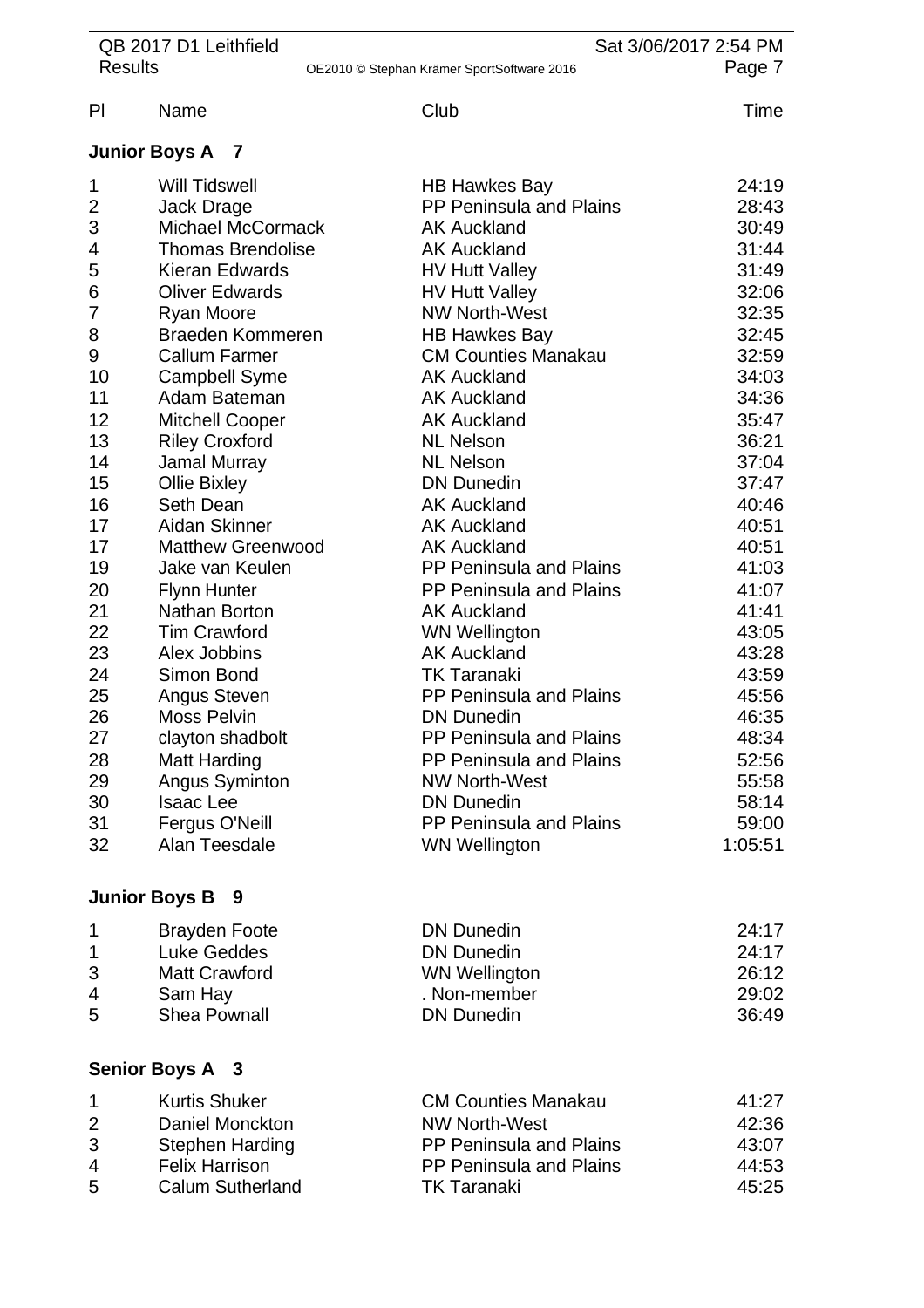## Junior Boys A 7

| Pl | Name | Club | Time |
|---|---|---|---|
| 1 | Will Tidswell | HB Hawkes Bay | 24:19 |
| 2 | Jack Drage | PP Peninsula and Plains | 28:43 |
| 3 | Michael McCormack | AK Auckland | 30:49 |
| 4 | Thomas Brendolise | AK Auckland | 31:44 |
| 5 | Kieran Edwards | HV Hutt Valley | 31:49 |
| 6 | Oliver Edwards | HV Hutt Valley | 32:06 |
| 7 | Ryan Moore | NW North-West | 32:35 |
| 8 | Braeden Kommeren | HB Hawkes Bay | 32:45 |
| 9 | Callum Farmer | CM Counties Manakau | 32:59 |
| 10 | Campbell Syme | AK Auckland | 34:03 |
| 11 | Adam Bateman | AK Auckland | 34:36 |
| 12 | Mitchell Cooper | AK Auckland | 35:47 |
| 13 | Riley Croxford | NL Nelson | 36:21 |
| 14 | Jamal Murray | NL Nelson | 37:04 |
| 15 | Ollie Bixley | DN Dunedin | 37:47 |
| 16 | Seth Dean | AK Auckland | 40:46 |
| 17 | Aidan Skinner | AK Auckland | 40:51 |
| 17 | Matthew Greenwood | AK Auckland | 40:51 |
| 19 | Jake van Keulen | PP Peninsula and Plains | 41:03 |
| 20 | Flynn Hunter | PP Peninsula and Plains | 41:07 |
| 21 | Nathan Borton | AK Auckland | 41:41 |
| 22 | Tim Crawford | WN Wellington | 43:05 |
| 23 | Alex Jobbins | AK Auckland | 43:28 |
| 24 | Simon Bond | TK Taranaki | 43:59 |
| 25 | Angus Steven | PP Peninsula and Plains | 45:56 |
| 26 | Moss Pelvin | DN Dunedin | 46:35 |
| 27 | clayton shadbolt | PP Peninsula and Plains | 48:34 |
| 28 | Matt Harding | PP Peninsula and Plains | 52:56 |
| 29 | Angus Syminton | NW North-West | 55:58 |
| 30 | Isaac Lee | DN Dunedin | 58:14 |
| 31 | Fergus O'Neill | PP Peninsula and Plains | 59:00 |
| 32 | Alan Teesdale | WN Wellington | 1:05:51 |

## Junior Boys B 9

| Pl | Name | Club | Time |
|---|---|---|---|
| 1 | Brayden Foote | DN Dunedin | 24:17 |
| 1 | Luke Geddes | DN Dunedin | 24:17 |
| 3 | Matt Crawford | WN Wellington | 26:12 |
| 4 | Sam Hay | . Non-member | 29:02 |
| 5 | Shea Pownall | DN Dunedin | 36:49 |

## Senior Boys A 3

| Pl | Name | Club | Time |
|---|---|---|---|
| 1 | Kurtis Shuker | CM Counties Manakau | 41:27 |
| 2 | Daniel Monckton | NW North-West | 42:36 |
| 3 | Stephen Harding | PP Peninsula and Plains | 43:07 |
| 4 | Felix Harrison | PP Peninsula and Plains | 44:53 |
| 5 | Calum Sutherland | TK Taranaki | 45:25 |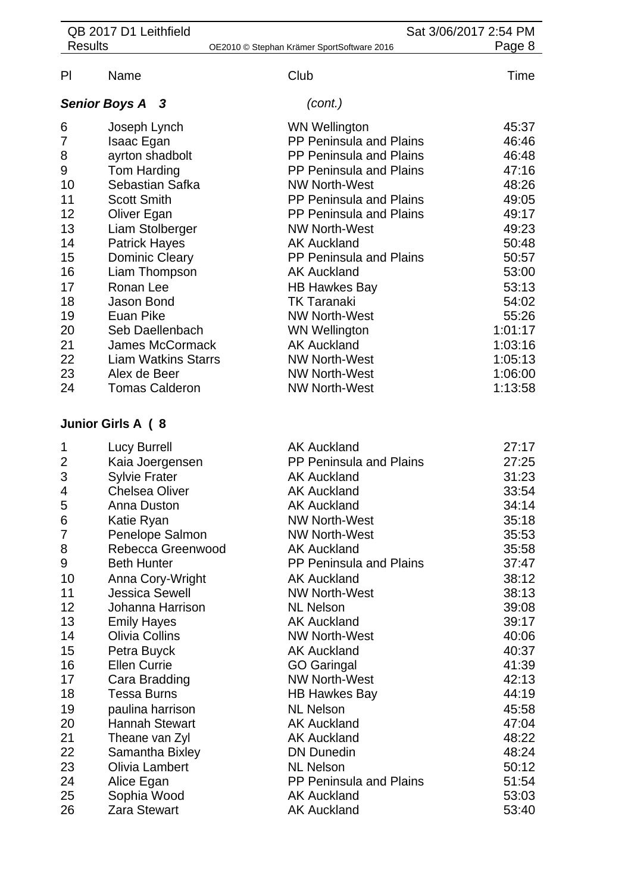| Pl | Name | Club | Time |
|---|---|---|---|
| ***Senior Boys A 3*** | | *(cont.)* | |
| 6 | Joseph Lynch | WN Wellington | 45:37 |
| 7 | Isaac Egan | PP Peninsula and Plains | 46:46 |
| 8 | ayrton shadbolt | PP Peninsula and Plains | 46:48 |
| 9 | Tom Harding | PP Peninsula and Plains | 47:16 |
| 10 | Sebastian Safka | NW North-West | 48:26 |
| 11 | Scott Smith | PP Peninsula and Plains | 49:05 |
| 12 | Oliver Egan | PP Peninsula and Plains | 49:17 |
| 13 | Liam Stolberger | NW North-West | 49:23 |
| 14 | Patrick Hayes | AK Auckland | 50:48 |
| 15 | Dominic Cleary | PP Peninsula and Plains | 50:57 |
| 16 | Liam Thompson | AK Auckland | 53:00 |
| 17 | Ronan Lee | HB Hawkes Bay | 53:13 |
| 18 | Jason Bond | TK Taranaki | 54:02 |
| 19 | Euan Pike | NW North-West | 55:26 |
| 20 | Seb Daellenbach | WN Wellington | 1:01:17 |
| 21 | James McCormack | AK Auckland | 1:03:16 |
| 22 | Liam Watkins Starrs | NW North-West | 1:05:13 |
| 23 | Alex de Beer | NW North-West | 1:06:00 |
| 24 | Tomas Calderon | NW North-West | 1:13:58 |

**Junior Girls A ( 8**

| Pl | Name | Club | Time |
|---|---|---|---|
| 1 | Lucy Burrell | AK Auckland | 27:17 |
| 2 | Kaia Joergensen | PP Peninsula and Plains | 27:25 |
| 3 | Sylvie Frater | AK Auckland | 31:23 |
| 4 | Chelsea Oliver | AK Auckland | 33:54 |
| 5 | Anna Duston | AK Auckland | 34:14 |
| 6 | Katie Ryan | NW North-West | 35:18 |
| 7 | Penelope Salmon | NW North-West | 35:53 |
| 8 | Rebecca Greenwood | AK Auckland | 35:58 |
| 9 | Beth Hunter | PP Peninsula and Plains | 37:47 |
| 10 | Anna Cory-Wright | AK Auckland | 38:12 |
| 11 | Jessica Sewell | NW North-West | 38:13 |
| 12 | Johanna Harrison | NL Nelson | 39:08 |
| 13 | Emily Hayes | AK Auckland | 39:17 |
| 14 | Olivia Collins | NW North-West | 40:06 |
| 15 | Petra Buyck | AK Auckland | 40:37 |
| 16 | Ellen Currie | GO Garingal | 41:39 |
| 17 | Cara Bradding | NW North-West | 42:13 |
| 18 | Tessa Burns | HB Hawkes Bay | 44:19 |
| 19 | paulina harrison | NL Nelson | 45:58 |
| 20 | Hannah Stewart | AK Auckland | 47:04 |
| 21 | Theane van Zyl | AK Auckland | 48:22 |
| 22 | Samantha Bixley | DN Dunedin | 48:24 |
| 23 | Olivia Lambert | NL Nelson | 50:12 |
| 24 | Alice Egan | PP Peninsula and Plains | 51:54 |
| 25 | Sophia Wood | AK Auckland | 53:03 |
| 26 | Zara Stewart | AK Auckland | 53:40 |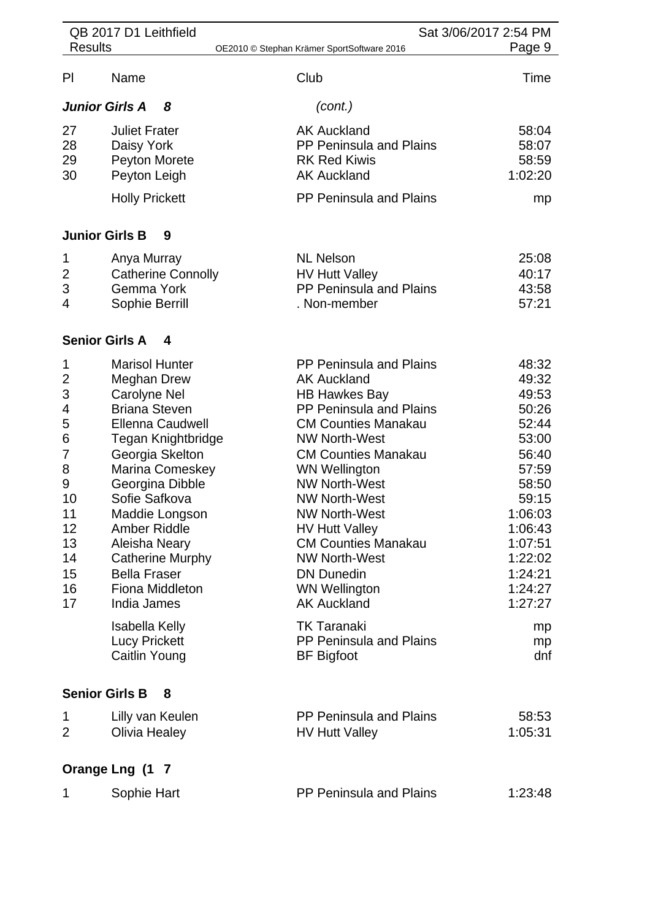| Pl | Name | Club | Time |
|---|---|---|---|
| ***Junior Girls A 8*** | | *(cont.)* | |
| 27 | Juliet Frater | AK Auckland | 58:04 |
| 28 | Daisy York | PP Peninsula and Plains | 58:07 |
| 29 | Peyton Morete | RK Red Kiwis | 58:59 |
| 30 | Peyton Leigh | AK Auckland | 1:02:20 |
| | Holly Prickett | PP Peninsula and Plains | mp |

**Junior Girls B 9**

| Pl | Name | Club | Time |
|---|---|---|---|
| 1 | Anya Murray | NL Nelson | 25:08 |
| 2 | Catherine Connolly | HV Hutt Valley | 40:17 |
| 3 | Gemma York | PP Peninsula and Plains | 43:58 |
| 4 | Sophie Berrill | . Non-member | 57:21 |

**Senior Girls A 4**

| Pl | Name | Club | Time |
|---|---|---|---|
| 1 | Marisol Hunter | PP Peninsula and Plains | 48:32 |
| 2 | Meghan Drew | AK Auckland | 49:32 |
| 3 | Carolyne Nel | HB Hawkes Bay | 49:53 |
| 4 | Briana Steven | PP Peninsula and Plains | 50:26 |
| 5 | Ellenna Caudwell | CM Counties Manakau | 52:44 |
| 6 | Tegan Knightbridge | NW North-West | 53:00 |
| 7 | Georgia Skelton | CM Counties Manakau | 56:40 |
| 8 | Marina Comeskey | WN Wellington | 57:59 |
| 9 | Georgina Dibble | NW North-West | 58:50 |
| 10 | Sofie Safkova | NW North-West | 59:15 |
| 11 | Maddie Longson | NW North-West | 1:06:03 |
| 12 | Amber Riddle | HV Hutt Valley | 1:06:43 |
| 13 | Aleisha Neary | CM Counties Manakau | 1:07:51 |
| 14 | Catherine Murphy | NW North-West | 1:22:02 |
| 15 | Bella Fraser | DN Dunedin | 1:24:21 |
| 16 | Fiona Middleton | WN Wellington | 1:24:27 |
| 17 | India James | AK Auckland | 1:27:27 |
| | Isabella Kelly | TK Taranaki | mp |
| | Lucy Prickett | PP Peninsula and Plains | mp |
| | Caitlin Young | BF Bigfoot | dnf |

**Senior Girls B 8**

| Pl | Name | Club | Time |
|---|---|---|---|
| 1 | Lilly van Keulen | PP Peninsula and Plains | 58:53 |
| 2 | Olivia Healey | HV Hutt Valley | 1:05:31 |

**Orange Lng (1 7**

| Pl | Name | Club | Time |
|---|---|---|---|
| 1 | Sophie Hart | PP Peninsula and Plains | 1:23:48 |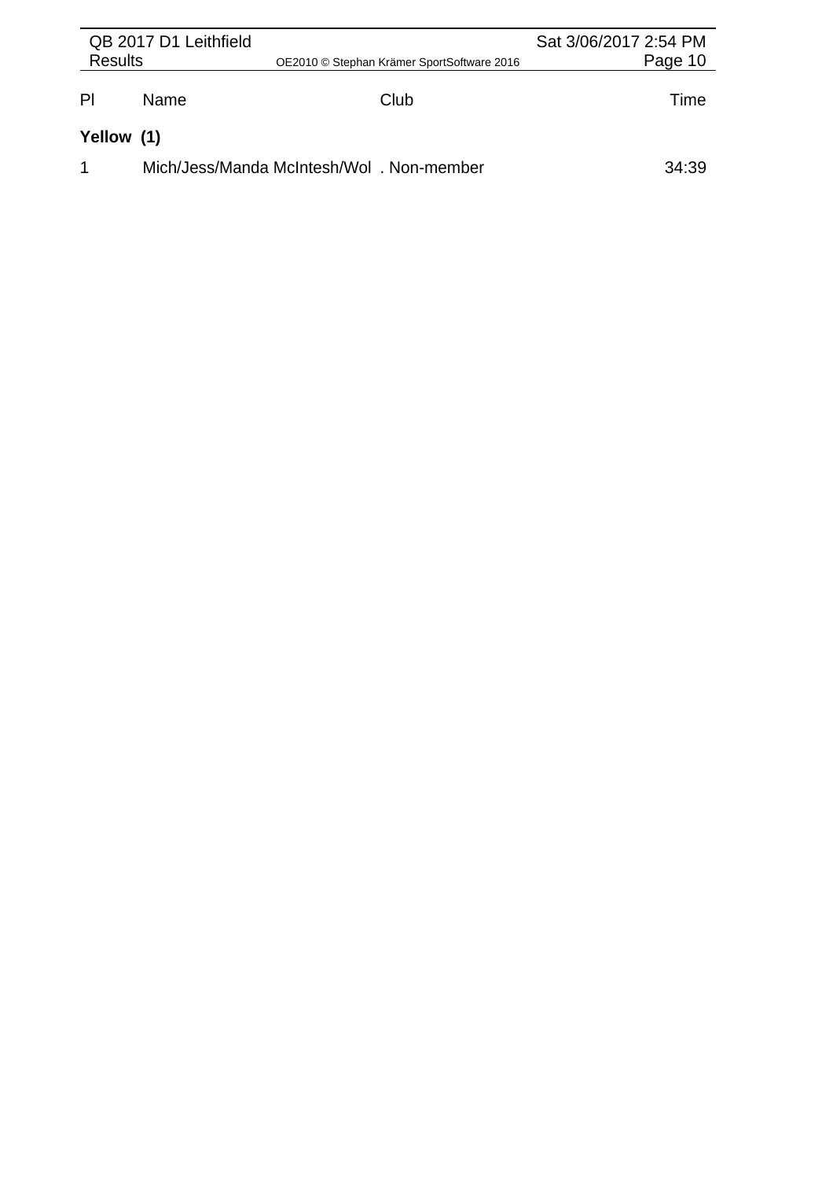| Pl | Name | Club | Time |
|---|---|---|---|

**Yellow (1)**

| Pl | Name | Club | Time |
|---|---|---|---|
| 1 | Mich/Jess/Manda McIntesh/Wol | . Non-member | 34:39 |